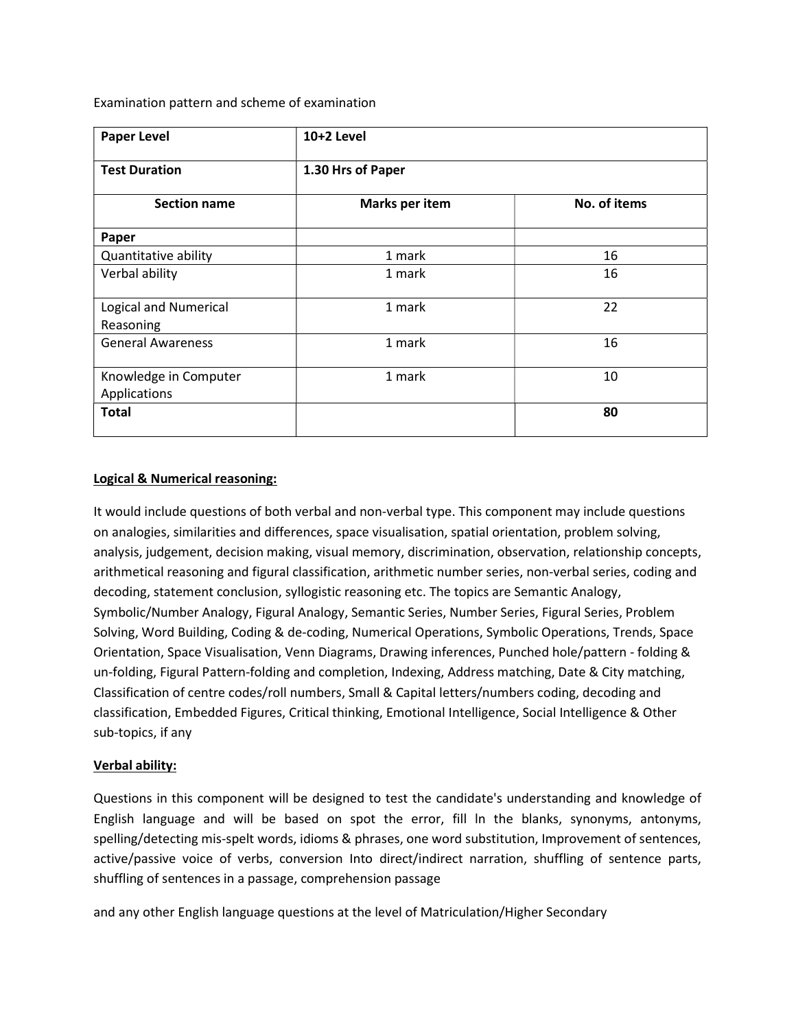Examination pattern and scheme of examination

| **Paper Level** | **10+2 Level** | |
|---|---|---|
| **Test Duration** | **1.30 Hrs of Paper** | |
| **Section name** | **Marks per item** | **No. of items** |
| **Paper** | | |
| Quantitative ability | 1 mark | 16 |
| Verbal ability | 1 mark | 16 |
| Logical and Numerical Reasoning | 1 mark | 22 |
| General Awareness | 1 mark | 16 |
| Knowledge in Computer Applications | 1 mark | 10 |
| **Total** | | **80** |

**Logical & Numerical reasoning:**

It would include questions of both verbal and non-verbal type. This component may include questions on analogies, similarities and differences, space visualisation, spatial orientation, problem solving, analysis, judgement, decision making, visual memory, discrimination, observation, relationship concepts, arithmetical reasoning and figural classification, arithmetic number series, non-verbal series, coding and decoding, statement conclusion, syllogistic reasoning etc. The topics are Semantic Analogy, Symbolic/Number Analogy, Figural Analogy, Semantic Series, Number Series, Figural Series, Problem Solving, Word Building, Coding & de-coding, Numerical Operations, Symbolic Operations, Trends, Space Orientation, Space Visualisation, Venn Diagrams, Drawing inferences, Punched hole/pattern - folding & un-folding, Figural Pattern-folding and completion, Indexing, Address matching, Date & City matching, Classification of centre codes/roll numbers, Small & Capital letters/numbers coding, decoding and classification, Embedded Figures, Critical thinking, Emotional Intelligence, Social Intelligence & Other sub-topics, if any

**Verbal ability:**

Questions in this component will be designed to test the candidate's understanding and knowledge of English language and will be based on spot the error, fill In the blanks, synonyms, antonyms, spelling/detecting mis-spelt words, idioms & phrases, one word substitution, Improvement of sentences, active/passive voice of verbs, conversion Into direct/indirect narration, shuffling of sentence parts, shuffling of sentences in a passage, comprehension passage

and any other English language questions at the level of Matriculation/Higher Secondary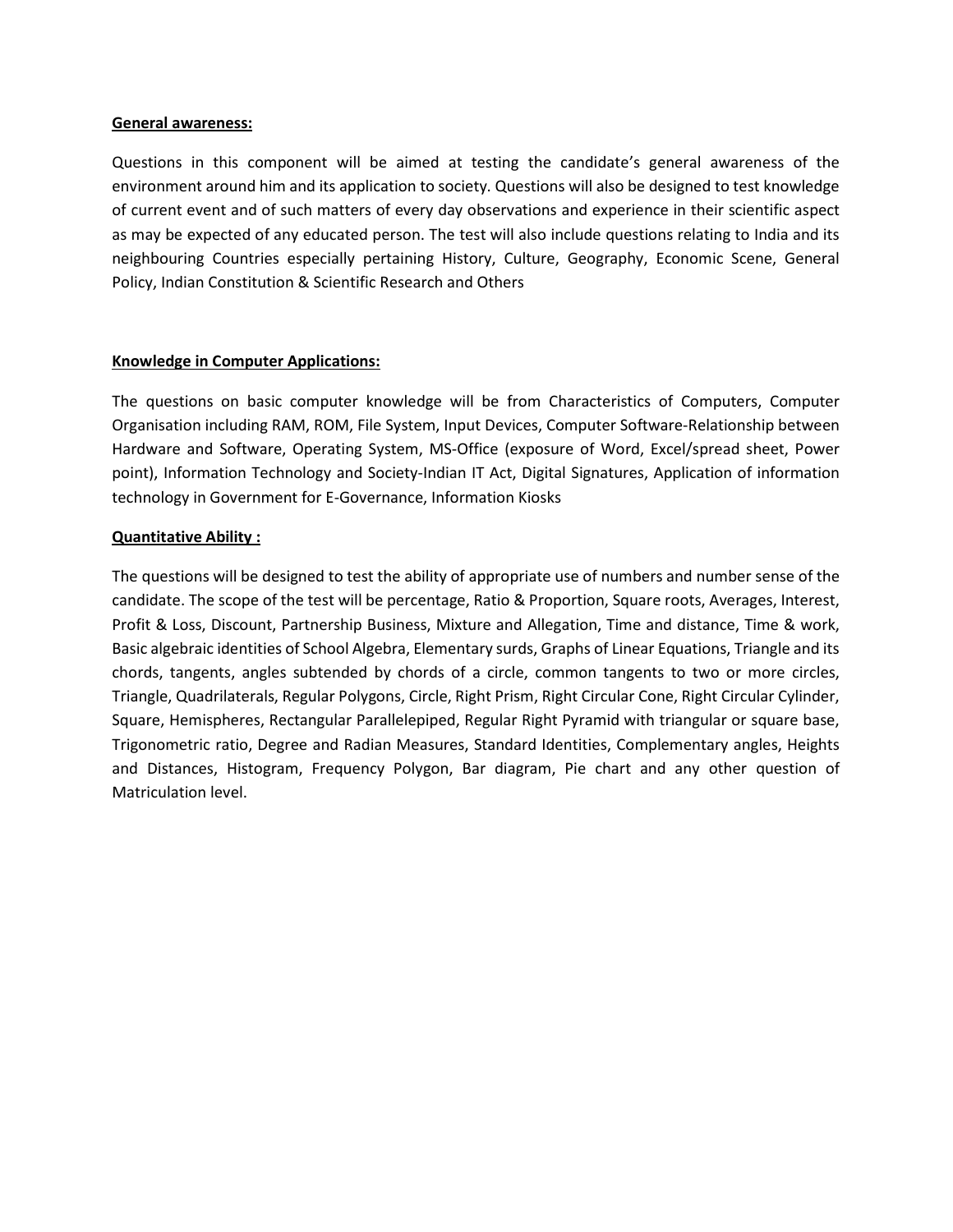**General awareness:**

Questions in this component will be aimed at testing the candidate's general awareness of the environment around him and its application to society. Questions will also be designed to test knowledge of current event and of such matters of every day observations and experience in their scientific aspect as may be expected of any educated person. The test will also include questions relating to India and its neighbouring Countries especially pertaining History, Culture, Geography, Economic Scene, General Policy, Indian Constitution & Scientific Research and Others

**Knowledge in Computer Applications:**

The questions on basic computer knowledge will be from Characteristics of Computers, Computer Organisation including RAM, ROM, File System, Input Devices, Computer Software-Relationship between Hardware and Software, Operating System, MS-Office (exposure of Word, Excel/spread sheet, Power point), Information Technology and Society-Indian IT Act, Digital Signatures, Application of information technology in Government for E-Governance, Information Kiosks

**Quantitative Ability :**

The questions will be designed to test the ability of appropriate use of numbers and number sense of the candidate. The scope of the test will be percentage, Ratio & Proportion, Square roots, Averages, Interest, Profit & Loss, Discount, Partnership Business, Mixture and Allegation, Time and distance, Time & work, Basic algebraic identities of School Algebra, Elementary surds, Graphs of Linear Equations, Triangle and its chords, tangents, angles subtended by chords of a circle, common tangents to two or more circles, Triangle, Quadrilaterals, Regular Polygons, Circle, Right Prism, Right Circular Cone, Right Circular Cylinder, Square, Hemispheres, Rectangular Parallelepiped, Regular Right Pyramid with triangular or square base, Trigonometric ratio, Degree and Radian Measures, Standard Identities, Complementary angles, Heights and Distances, Histogram, Frequency Polygon, Bar diagram, Pie chart and any other question of Matriculation level.